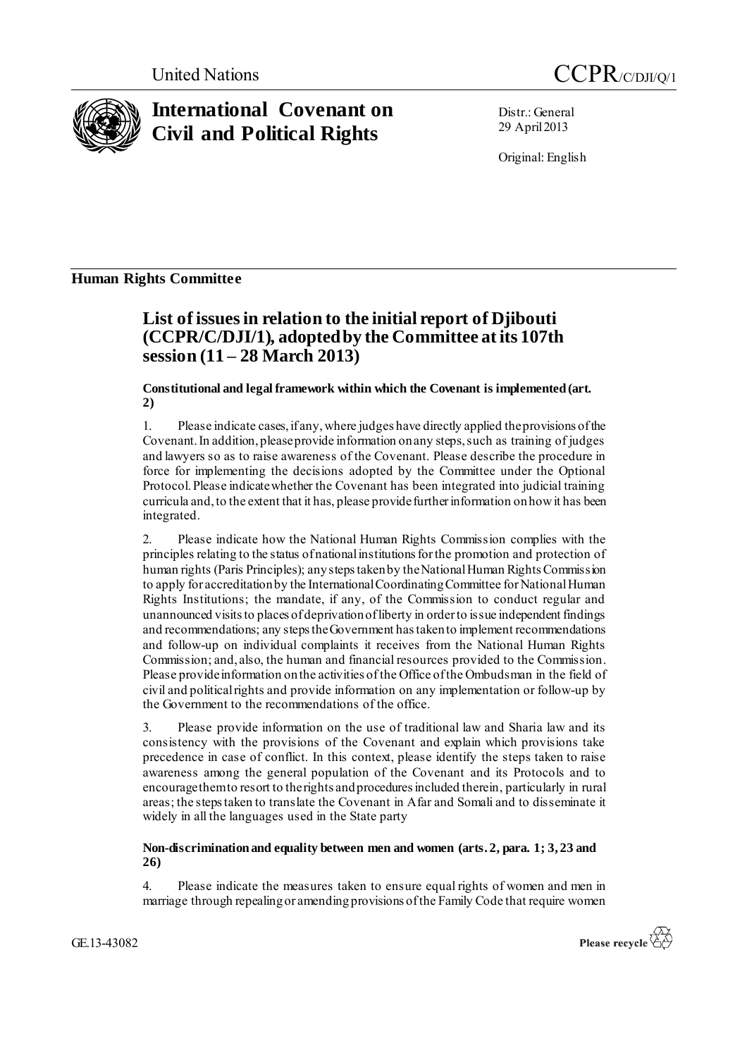United Nations CCPR/C/DJI/Q/1

# International Covenant on Civil and Political Rights

Distr.: General
29 April 2013

Original: English

**Human Rights Committee**

## List of issues in relation to the initial report of Djibouti (CCPR/C/DJI/1), adopted by the Committee at its 107th session (11 – 28 March 2013)

### Constitutional and legal framework within which the Covenant is implemented (art. 2)

1. Please indicate cases, if any, where judges have directly applied the provisions of the Covenant. In addition, please provide information on any steps, such as training of judges and lawyers so as to raise awareness of the Covenant. Please describe the procedure in force for implementing the decisions adopted by the Committee under the Optional Protocol. Please indicate whether the Covenant has been integrated into judicial training curricula and, to the extent that it has, please provide further information on how it has been integrated.

2. Please indicate how the National Human Rights Commission complies with the principles relating to the status of national institutions for the promotion and protection of human rights (Paris Principles); any steps taken by the National Human Rights Commission to apply for accreditation by the International Coordinating Committee for National Human Rights Institutions; the mandate, if any, of the Commission to conduct regular and unannounced visits to places of deprivation of liberty in order to issue independent findings and recommendations; any steps the Government has taken to implement recommendations and follow-up on individual complaints it receives from the National Human Rights Commission; and, also, the human and financial resources provided to the Commission. Please provide information on the activities of the Office of the Ombudsman in the field of civil and political rights and provide information on any implementation or follow-up by the Government to the recommendations of the office.

3. Please provide information on the use of traditional law and Sharia law and its consistency with the provisions of the Covenant and explain which provisions take precedence in case of conflict. In this context, please identify the steps taken to raise awareness among the general population of the Covenant and its Protocols and to encourage them to resort to the rights and procedures included therein, particularly in rural areas; the steps taken to translate the Covenant in Afar and Somali and to disseminate it widely in all the languages used in the State party

### Non-discrimination and equality between men and women (arts. 2, para. 1; 3, 23 and 26)

4. Please indicate the measures taken to ensure equal rights of women and men in marriage through repealing or amending provisions of the Family Code that require women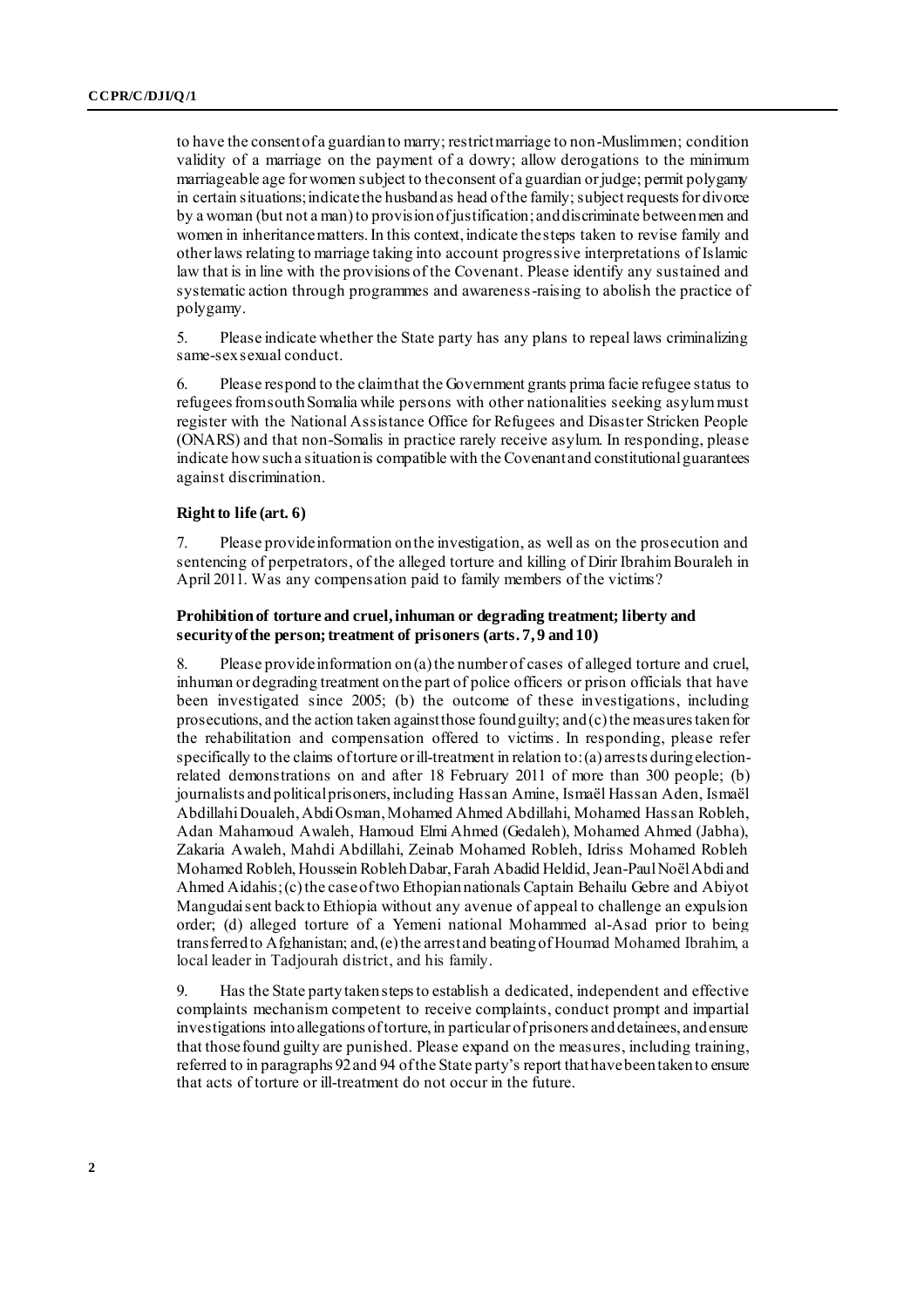to have the consent of a guardian to marry; restrict marriage to non-Muslim men; condition validity of a marriage on the payment of a dowry; allow derogations to the minimum marriageable age for women subject to the consent of a guardian or judge; permit polygamy in certain situations; indicate the husband as head of the family; subject requests for divorce by a woman (but not a man) to provision of justification; and discriminate between men and women in inheritance matters. In this context, indicate the steps taken to revise family and other laws relating to marriage taking into account progressive interpretations of Islamic law that is in line with the provisions of the Covenant. Please identify any sustained and systematic action through programmes and awareness-raising to abolish the practice of polygamy.

5. Please indicate whether the State party has any plans to repeal laws criminalizing same-sex sexual conduct.

6. Please respond to the claim that the Government grants prima facie refugee status to refugees from south Somalia while persons with other nationalities seeking asylum must register with the National Assistance Office for Refugees and Disaster Stricken People (ONARS) and that non-Somalis in practice rarely receive asylum. In responding, please indicate how such a situation is compatible with the Covenant and constitutional guarantees against discrimination.

### Right to life (art. 6)

7. Please provide information on the investigation, as well as on the prosecution and sentencing of perpetrators, of the alleged torture and killing of Dirir Ibrahim Bouraleh in April 2011. Was any compensation paid to family members of the victims?

### Prohibition of torture and cruel, inhuman or degrading treatment; liberty and security of the person; treatment of prisoners (arts. 7, 9 and 10)

8. Please provide information on (a) the number of cases of alleged torture and cruel, inhuman or degrading treatment on the part of police officers or prison officials that have been investigated since 2005; (b) the outcome of these investigations, including prosecutions, and the action taken against those found guilty; and (c) the measures taken for the rehabilitation and compensation offered to victims. In responding, please refer specifically to the claims of torture or ill-treatment in relation to: (a) arrests during election-related demonstrations on and after 18 February 2011 of more than 300 people; (b) journalists and political prisoners, including Hassan Amine, Ismaël Hassan Aden, Ismaël Abdillahi Doualeh, Abdi Osman, Mohamed Ahmed Abdillahi, Mohamed Hassan Robleh, Adan Mahamoud Awaleh, Hamoud Elmi Ahmed (Gedaleh), Mohamed Ahmed (Jabha), Zakaria Awaleh, Mahdi Abdillahi, Zeinab Mohamed Robleh, Idriss Mohamed Robleh Mohamed Robleh, Houssein Robleh Dabar, Farah Abadid Heldid, Jean-Paul Noël Abdi and Ahmed Aidahis; (c) the case of two Ethiopian nationals Captain Behailu Gebre and Abiyot Mangudai sent back to Ethiopia without any avenue of appeal to challenge an expulsion order; (d) alleged torture of a Yemeni national Mohammed al-Asad prior to being transferred to Afghanistan; and, (e) the arrest and beating of Houmad Mohamed Ibrahim, a local leader in Tadjourah district, and his family.

9. Has the State party taken steps to establish a dedicated, independent and effective complaints mechanism competent to receive complaints, conduct prompt and impartial investigations into allegations of torture, in particular of prisoners and detainees, and ensure that those found guilty are punished. Please expand on the measures, including training, referred to in paragraphs 92 and 94 of the State party's report that have been taken to ensure that acts of torture or ill-treatment do not occur in the future.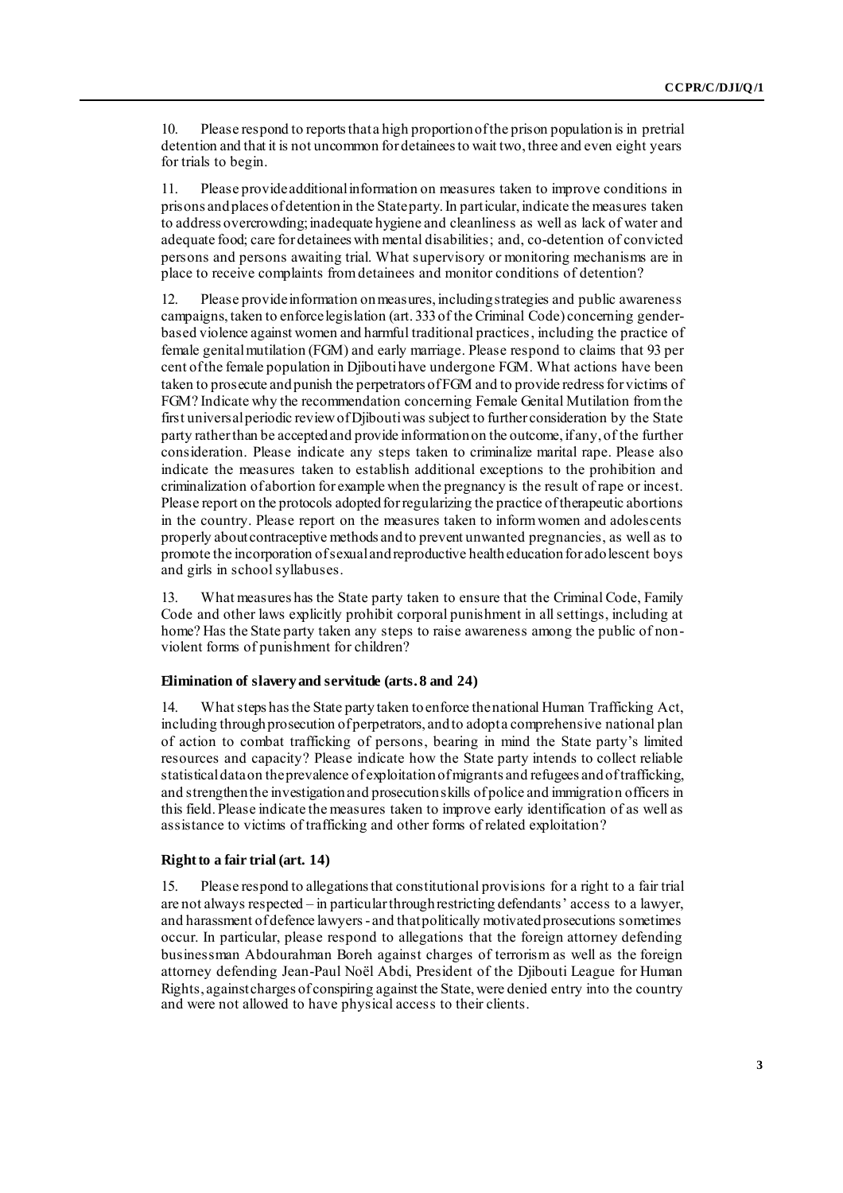10. Please respond to reports that a high proportion of the prison population is in pretrial detention and that it is not uncommon for detainees to wait two, three and even eight years for trials to begin.

11. Please provide additional information on measures taken to improve conditions in prisons and places of detention in the State party. In particular, indicate the measures taken to address overcrowding; inadequate hygiene and cleanliness as well as lack of water and adequate food; care for detainees with mental disabilities; and, co-detention of convicted persons and persons awaiting trial. What supervisory or monitoring mechanisms are in place to receive complaints from detainees and monitor conditions of detention?

12. Please provide information on measures, including strategies and public awareness campaigns, taken to enforce legislation (art. 333 of the Criminal Code) concerning gender-based violence against women and harmful traditional practices, including the practice of female genital mutilation (FGM) and early marriage. Please respond to claims that 93 per cent of the female population in Djibouti have undergone FGM. What actions have been taken to prosecute and punish the perpetrators of FGM and to provide redress for victims of FGM? Indicate why the recommendation concerning Female Genital Mutilation from the first universal periodic review of Djibouti was subject to further consideration by the State party rather than be accepted and provide information on the outcome, if any, of the further consideration. Please indicate any steps taken to criminalize marital rape. Please also indicate the measures taken to establish additional exceptions to the prohibition and criminalization of abortion for example when the pregnancy is the result of rape or incest. Please report on the protocols adopted for regularizing the practice of therapeutic abortions in the country. Please report on the measures taken to inform women and adolescents properly about contraceptive methods and to prevent unwanted pregnancies, as well as to promote the incorporation of sexual and reproductive health education for adolescent boys and girls in school syllabuses.

13. What measures has the State party taken to ensure that the Criminal Code, Family Code and other laws explicitly prohibit corporal punishment in all settings, including at home? Has the State party taken any steps to raise awareness among the public of non-violent forms of punishment for children?

### Elimination of slavery and servitude (arts. 8 and 24)

14. What steps has the State party taken to enforce the national Human Trafficking Act, including through prosecution of perpetrators, and to adopt a comprehensive national plan of action to combat trafficking of persons, bearing in mind the State party's limited resources and capacity? Please indicate how the State party intends to collect reliable statistical data on the prevalence of exploitation of migrants and refugees and of trafficking, and strengthen the investigation and prosecution skills of police and immigration officers in this field. Please indicate the measures taken to improve early identification of as well as assistance to victims of trafficking and other forms of related exploitation?

### Right to a fair trial (art. 14)

15. Please respond to allegations that constitutional provisions for a right to a fair trial are not always respected – in particular through restricting defendants' access to a lawyer, and harassment of defence lawyers - and that politically motivated prosecutions sometimes occur. In particular, please respond to allegations that the foreign attorney defending businessman Abdourahman Boreh against charges of terrorism as well as the foreign attorney defending Jean-Paul Noël Abdi, President of the Djibouti League for Human Rights, against charges of conspiring against the State, were denied entry into the country and were not allowed to have physical access to their clients.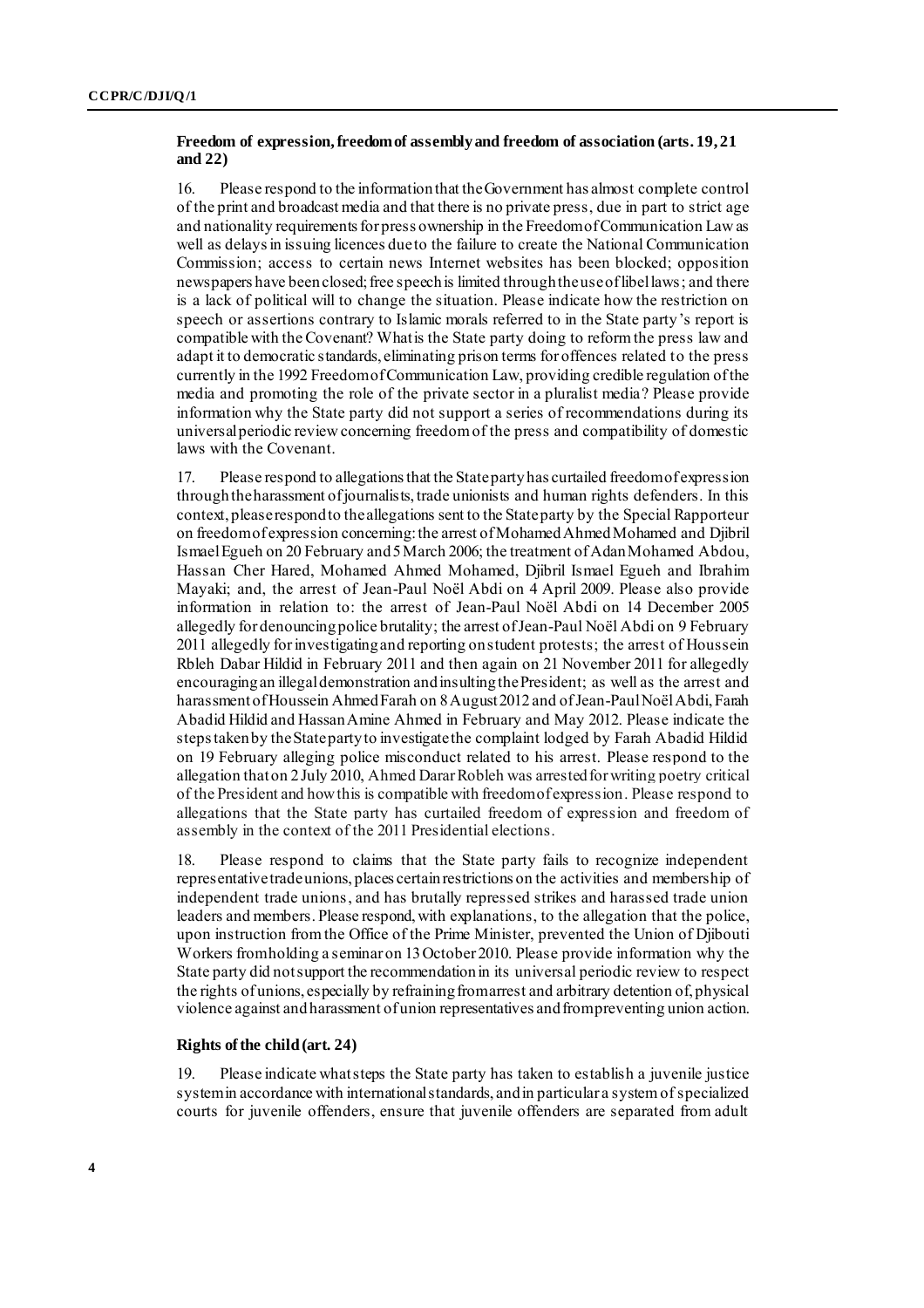### Freedom of expression, freedom of assembly and freedom of association (arts. 19, 21 and 22)

16. Please respond to the information that the Government has almost complete control of the print and broadcast media and that there is no private press, due in part to strict age and nationality requirements for press ownership in the Freedom of Communication Law as well as delays in issuing licences due to the failure to create the National Communication Commission; access to certain news Internet websites has been blocked; opposition newspapers have been closed; free speech is limited through the use of libel laws; and there is a lack of political will to change the situation. Please indicate how the restriction on speech or assertions contrary to Islamic morals referred to in the State party's report is compatible with the Covenant? What is the State party doing to reform the press law and adapt it to democratic standards, eliminating prison terms for offences related to the press currently in the 1992 Freedom of Communication Law, providing credible regulation of the media and promoting the role of the private sector in a pluralist media? Please provide information why the State party did not support a series of recommendations during its universal periodic review concerning freedom of the press and compatibility of domestic laws with the Covenant.

17. Please respond to allegations that the State party has curtailed freedom of expression through the harassment of journalists, trade unionists and human rights defenders. In this context, please respond to the allegations sent to the State party by the Special Rapporteur on freedom of expression concerning: the arrest of Mohamed Ahmed Mohamed and Djibril Ismael Egueh on 20 February and 5 March 2006; the treatment of Adan Mohamed Abdou, Hassan Cher Hared, Mohamed Ahmed Mohamed, Djibril Ismael Egueh and Ibrahim Mayaki; and, the arrest of Jean-Paul Noël Abdi on 4 April 2009. Please also provide information in relation to: the arrest of Jean-Paul Noël Abdi on 14 December 2005 allegedly for denouncing police brutality; the arrest of Jean-Paul Noël Abdi on 9 February 2011 allegedly for investigating and reporting on student protests; the arrest of Houssein Rbleh Dabar Hildid in February 2011 and then again on 21 November 2011 for allegedly encouraging an illegal demonstration and insulting the President; as well as the arrest and harassment of Houssein Ahmed Farah on 8 August 2012 and of Jean-Paul Noël Abdi, Farah Abadid Hildid and Hassan Amine Ahmed in February and May 2012. Please indicate the steps taken by the State party to investigate the complaint lodged by Farah Abadid Hildid on 19 February alleging police misconduct related to his arrest. Please respond to the allegation that on 2 July 2010, Ahmed Darar Robleh was arrested for writing poetry critical of the President and how this is compatible with freedom of expression. Please respond to allegations that the State party has curtailed freedom of expression and freedom of assembly in the context of the 2011 Presidential elections.

18. Please respond to claims that the State party fails to recognize independent representative trade unions, places certain restrictions on the activities and membership of independent trade unions, and has brutally repressed strikes and harassed trade union leaders and members. Please respond, with explanations, to the allegation that the police, upon instruction from the Office of the Prime Minister, prevented the Union of Djibouti Workers from holding a seminar on 13 October 2010. Please provide information why the State party did not support the recommendation in its universal periodic review to respect the rights of unions, especially by refraining from arrest and arbitrary detention of, physical violence against and harassment of union representatives and from preventing union action.

### Rights of the child (art. 24)

19. Please indicate what steps the State party has taken to establish a juvenile justice system in accordance with international standards, and in particular a system of specialized courts for juvenile offenders, ensure that juvenile offenders are separated from adult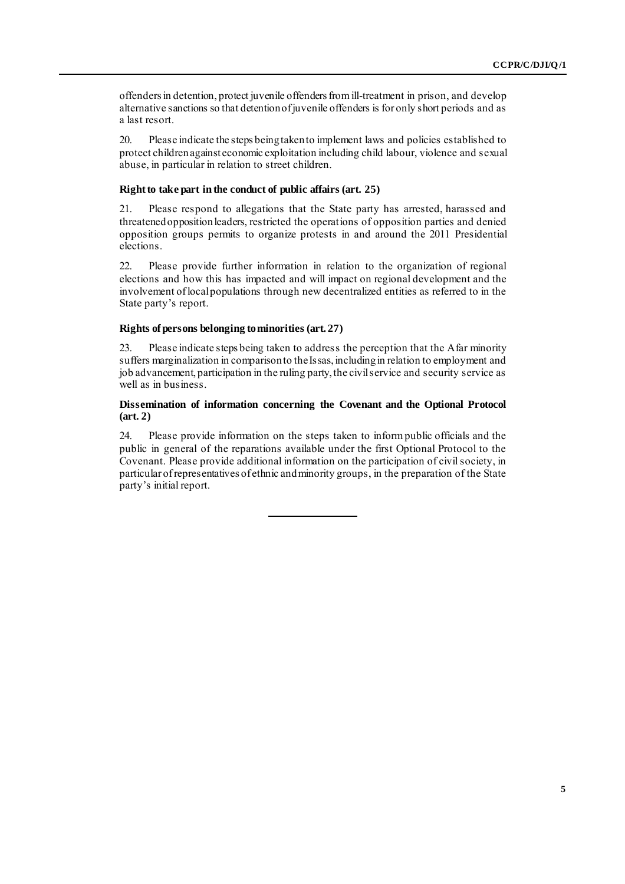offenders in detention, protect juvenile offenders from ill-treatment in prison, and develop alternative sanctions so that detention of juvenile offenders is for only short periods and as a last resort.

20. Please indicate the steps being taken to implement laws and policies established to protect children against economic exploitation including child labour, violence and sexual abuse, in particular in relation to street children.

### Right to take part in the conduct of public affairs (art. 25)

21. Please respond to allegations that the State party has arrested, harassed and threatened opposition leaders, restricted the operations of opposition parties and denied opposition groups permits to organize protests in and around the 2011 Presidential elections.

22. Please provide further information in relation to the organization of regional elections and how this has impacted and will impact on regional development and the involvement of local populations through new decentralized entities as referred to in the State party's report.

### Rights of persons belonging to minorities (art. 27)

23. Please indicate steps being taken to address the perception that the Afar minority suffers marginalization in comparison to the Issas, including in relation to employment and job advancement, participation in the ruling party, the civil service and security service as well as in business.

### Dissemination of information concerning the Covenant and the Optional Protocol (art. 2)

24. Please provide information on the steps taken to inform public officials and the public in general of the reparations available under the first Optional Protocol to the Covenant. Please provide additional information on the participation of civil society, in particular of representatives of ethnic and minority groups, in the preparation of the State party's initial report.